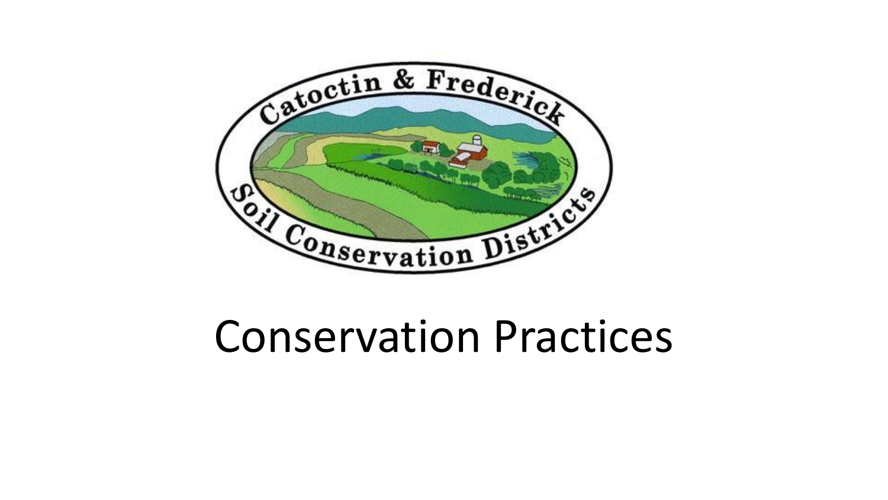Catoctin & Frederick Soil Conservation Districts

# Conservation Practices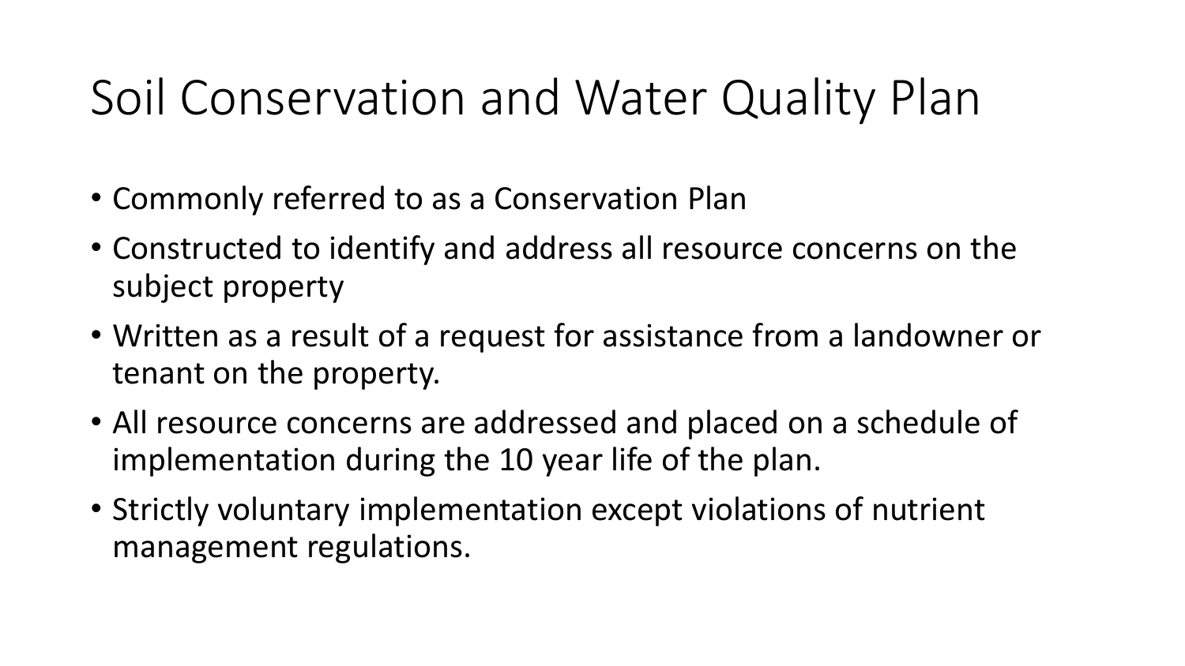# Soil Conservation and Water Quality Plan

- Commonly referred to as a Conservation Plan
- Constructed to identify and address all resource concerns on the subject property
- Written as a result of a request for assistance from a landowner or tenant on the property.
- All resource concerns are addressed and placed on a schedule of implementation during the 10 year life of the plan.
- Strictly voluntary implementation except violations of nutrient management regulations.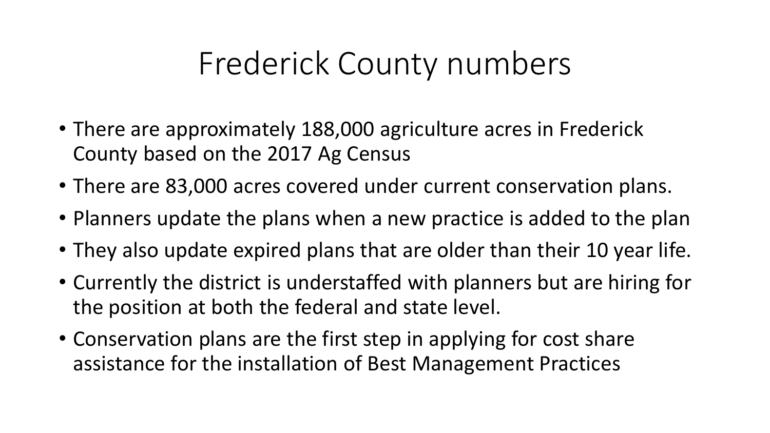# Frederick County numbers

- There are approximately 188,000 agriculture acres in Frederick County based on the 2017 Ag Census
- There are 83,000 acres covered under current conservation plans.
- Planners update the plans when a new practice is added to the plan
- They also update expired plans that are older than their 10 year life.
- Currently the district is understaffed with planners but are hiring for the position at both the federal and state level.
- Conservation plans are the first step in applying for cost share assistance for the installation of Best Management Practices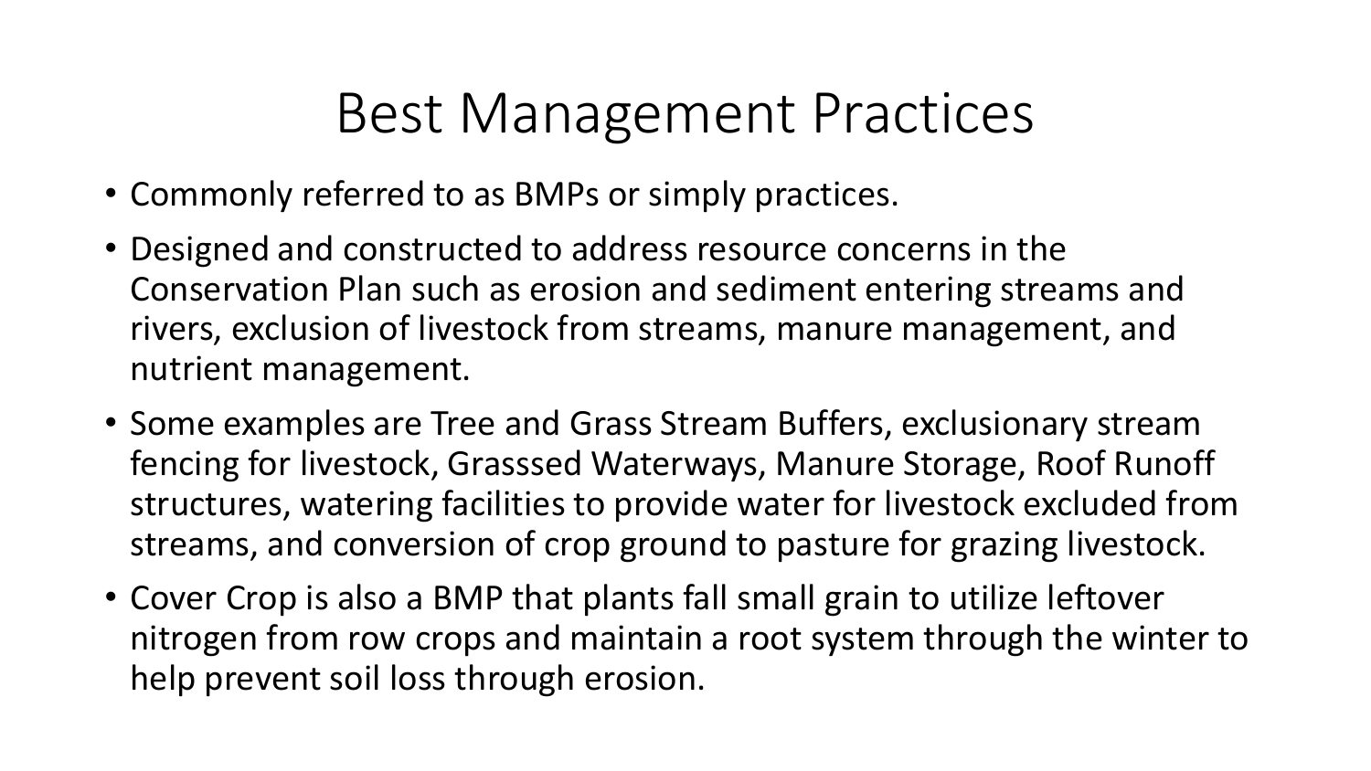# Best Management Practices

- Commonly referred to as BMPs or simply practices.
- Designed and constructed to address resource concerns in the Conservation Plan such as erosion and sediment entering streams and rivers, exclusion of livestock from streams, manure management, and nutrient management.
- Some examples are Tree and Grass Stream Buffers, exclusionary stream fencing for livestock, Grasssed Waterways, Manure Storage, Roof Runoff structures, watering facilities to provide water for livestock excluded from streams, and conversion of crop ground to pasture for grazing livestock.
- Cover Crop is also a BMP that plants fall small grain to utilize leftover nitrogen from row crops and maintain a root system through the winter to help prevent soil loss through erosion.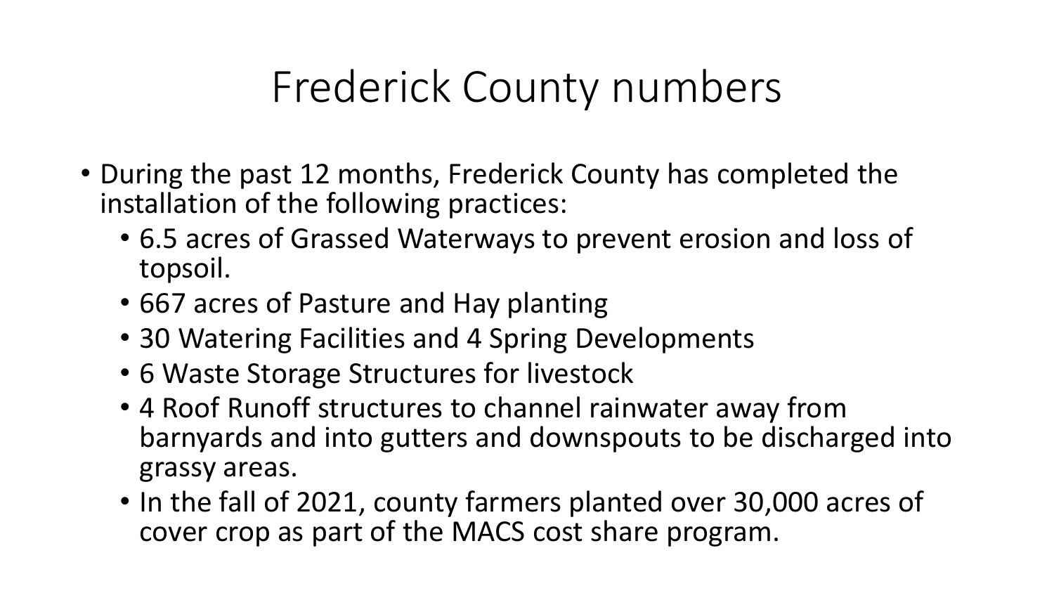# Frederick County numbers

- During the past 12 months, Frederick County has completed the installation of the following practices:
  - 6.5 acres of Grassed Waterways to prevent erosion and loss of topsoil.
  - 667 acres of Pasture and Hay planting
  - 30 Watering Facilities and 4 Spring Developments
  - 6 Waste Storage Structures for livestock
  - 4 Roof Runoff structures to channel rainwater away from barnyards and into gutters and downspouts to be discharged into grassy areas.
  - In the fall of 2021, county farmers planted over 30,000 acres of cover crop as part of the MACS cost share program.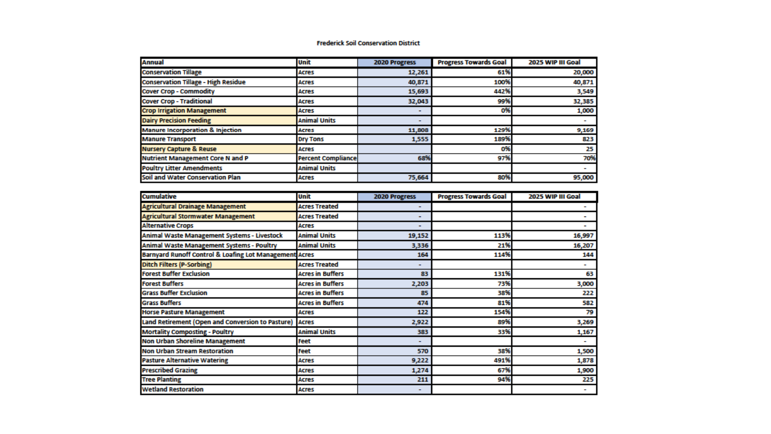Frederick Soil Conservation District

| Annual | Unit | 2020 Progress | Progress Towards Goal | 2025 WIP III Goal |
|---|---|---|---|---|
| Conservation Tillage | Acres | 12,261 | 61% | 20,000 |
| Conservation Tillage - High Residue | Acres | 40,871 | 100% | 40,871 |
| Cover Crop - Commodity | Acres | 15,693 | 442% | 3,549 |
| Cover Crop - Traditional | Acres | 32,043 | 99% | 32,385 |
| Crop Irrigation Management | Acres | - | 0% | 1,000 |
| Dairy Precision Feeding | Animal Units | - | | - |
| Manure Incorporation & Injection | Acres | 11,808 | 129% | 9,169 |
| Manure Transport | Dry Tons | 1,555 | 189% | 823 |
| Nursery Capture & Reuse | Acres | | 0% | 25 |
| Nutrient Management Core N and P | Percent Compliance | 68% | 97% | 70% |
| Poultry Litter Amendments | Animal Units | | | - |
| Soil and Water Conservation Plan | Acres | 75,664 | 80% | 95,000 |

| Cumulative | Unit | 2020 Progress | Progress Towards Goal | 2025 WIP III Goal |
|---|---|---|---|---|
| Agricultural Drainage Management | Acres Treated | - | | - |
| Agricultural Stormwater Management | Acres Treated | - | | - |
| Alternative Crops | Acres | - | | - |
| Animal Waste Management Systems - Livestock | Animal Units | 19,152 | 113% | 16,997 |
| Animal Waste Management Systems - Poultry | Animal Units | 3,336 | 21% | 16,207 |
| Barnyard Runoff Control & Loafing Lot Management | Acres | 164 | 114% | 144 |
| Ditch Filters (P-Sorbing) | Acres Treated | - | | - |
| Forest Buffer Exclusion | Acres in Buffers | 83 | 131% | 63 |
| Forest Buffers | Acres in Buffers | 2,203 | 73% | 3,000 |
| Grass Buffer Exclusion | Acres in Buffers | 85 | 38% | 222 |
| Grass Buffers | Acres in Buffers | 474 | 81% | 582 |
| Horse Pasture Management | Acres | 122 | 154% | 79 |
| Land Retirement (Open and Conversion to Pasture) | Acres | 2,922 | 89% | 3,269 |
| Mortality Composting - Poultry | Animal Units | 383 | 33% | 1,167 |
| Non Urban Shoreline Management | Feet | - | | - |
| Non Urban Stream Restoration | Feet | 570 | 38% | 1,500 |
| Pasture Alternative Watering | Acres | 9,222 | 491% | 1,878 |
| Prescribed Grazing | Acres | 1,274 | 67% | 1,900 |
| Tree Planting | Acres | 211 | 94% | 225 |
| Wetland Restoration | Acres | - | | - |